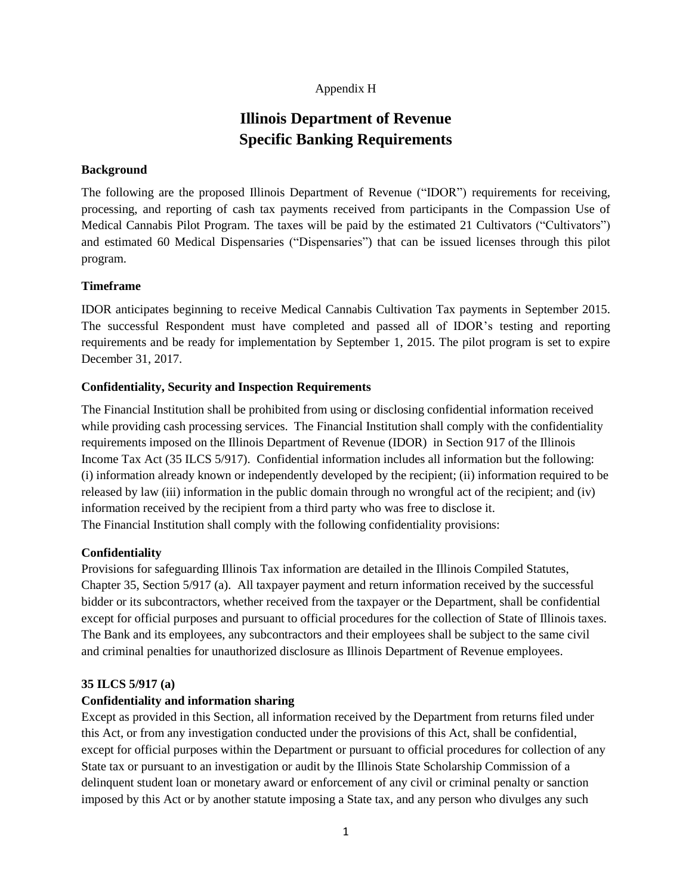Appendix H

# Illinois Department of Revenue
# Specific Banking Requirements

**Background**

The following are the proposed Illinois Department of Revenue ("IDOR") requirements for receiving, processing, and reporting of cash tax payments received from participants in the Compassion Use of Medical Cannabis Pilot Program. The taxes will be paid by the estimated 21 Cultivators ("Cultivators") and estimated 60 Medical Dispensaries ("Dispensaries") that can be issued licenses through this pilot program.

**Timeframe**

IDOR anticipates beginning to receive Medical Cannabis Cultivation Tax payments in September 2015. The successful Respondent must have completed and passed all of IDOR's testing and reporting requirements and be ready for implementation by September 1, 2015. The pilot program is set to expire December 31, 2017.

**Confidentiality, Security and Inspection Requirements**

The Financial Institution shall be prohibited from using or disclosing confidential information received while providing cash processing services. The Financial Institution shall comply with the confidentiality requirements imposed on the Illinois Department of Revenue (IDOR) in Section 917 of the Illinois Income Tax Act (35 ILCS 5/917). Confidential information includes all information but the following: (i) information already known or independently developed by the recipient; (ii) information required to be released by law (iii) information in the public domain through no wrongful act of the recipient; and (iv) information received by the recipient from a third party who was free to disclose it.
The Financial Institution shall comply with the following confidentiality provisions:

**Confidentiality**

Provisions for safeguarding Illinois Tax information are detailed in the Illinois Compiled Statutes, Chapter 35, Section 5/917 (a). All taxpayer payment and return information received by the successful bidder or its subcontractors, whether received from the taxpayer or the Department, shall be confidential except for official purposes and pursuant to official procedures for the collection of State of Illinois taxes. The Bank and its employees, any subcontractors and their employees shall be subject to the same civil and criminal penalties for unauthorized disclosure as Illinois Department of Revenue employees.

**35 ILCS 5/917 (a)**

**Confidentiality and information sharing**

Except as provided in this Section, all information received by the Department from returns filed under this Act, or from any investigation conducted under the provisions of this Act, shall be confidential, except for official purposes within the Department or pursuant to official procedures for collection of any State tax or pursuant to an investigation or audit by the Illinois State Scholarship Commission of a delinquent student loan or monetary award or enforcement of any civil or criminal penalty or sanction imposed by this Act or by another statute imposing a State tax, and any person who divulges any such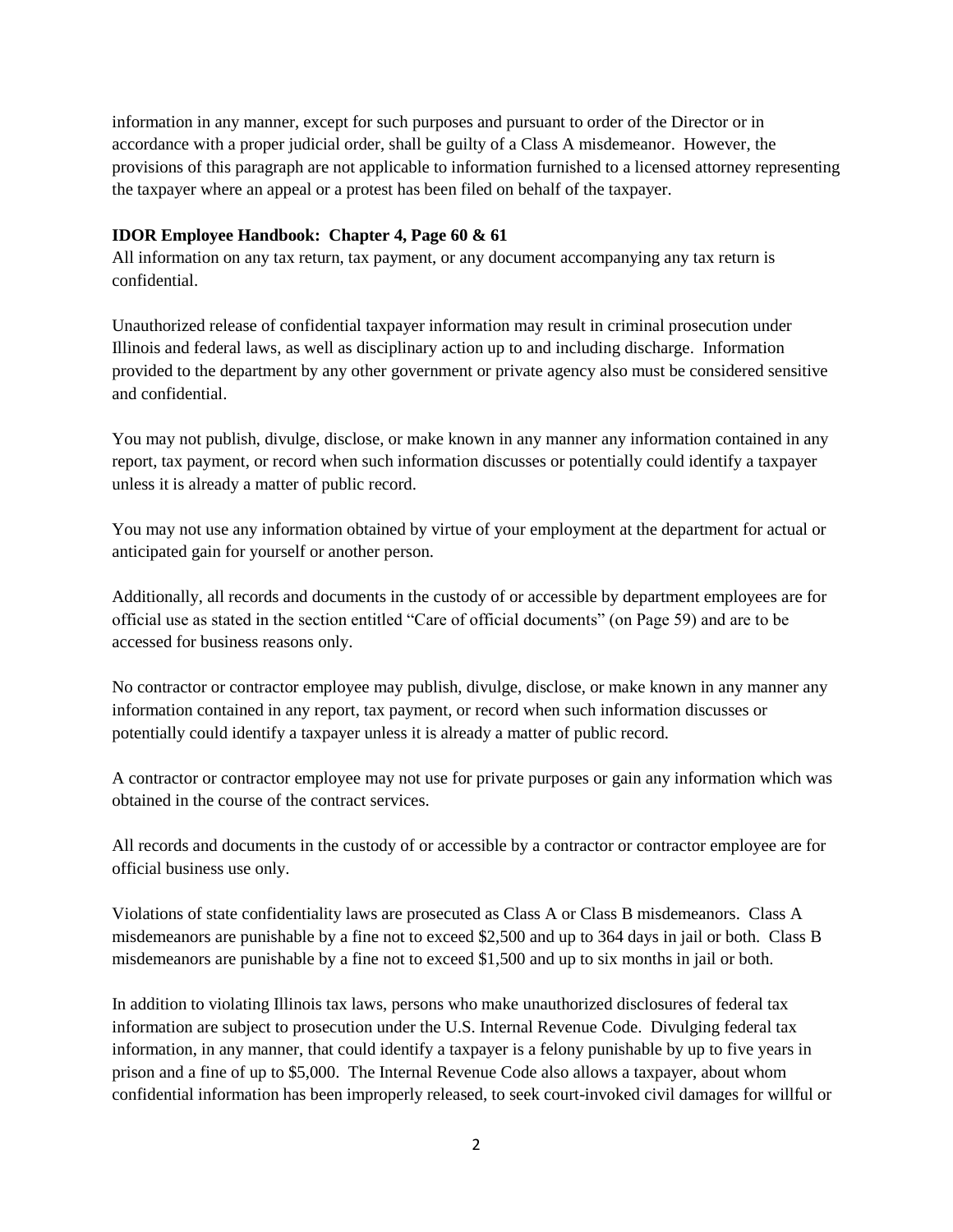information in any manner, except for such purposes and pursuant to order of the Director or in accordance with a proper judicial order, shall be guilty of a Class A misdemeanor. However, the provisions of this paragraph are not applicable to information furnished to a licensed attorney representing the taxpayer where an appeal or a protest has been filed on behalf of the taxpayer.

**IDOR Employee Handbook: Chapter 4, Page 60 & 61**

All information on any tax return, tax payment, or any document accompanying any tax return is confidential.

Unauthorized release of confidential taxpayer information may result in criminal prosecution under Illinois and federal laws, as well as disciplinary action up to and including discharge. Information provided to the department by any other government or private agency also must be considered sensitive and confidential.

You may not publish, divulge, disclose, or make known in any manner any information contained in any report, tax payment, or record when such information discusses or potentially could identify a taxpayer unless it is already a matter of public record.

You may not use any information obtained by virtue of your employment at the department for actual or anticipated gain for yourself or another person.

Additionally, all records and documents in the custody of or accessible by department employees are for official use as stated in the section entitled "Care of official documents" (on Page 59) and are to be accessed for business reasons only.

No contractor or contractor employee may publish, divulge, disclose, or make known in any manner any information contained in any report, tax payment, or record when such information discusses or potentially could identify a taxpayer unless it is already a matter of public record.

A contractor or contractor employee may not use for private purposes or gain any information which was obtained in the course of the contract services.

All records and documents in the custody of or accessible by a contractor or contractor employee are for official business use only.

Violations of state confidentiality laws are prosecuted as Class A or Class B misdemeanors. Class A misdemeanors are punishable by a fine not to exceed $2,500 and up to 364 days in jail or both. Class B misdemeanors are punishable by a fine not to exceed $1,500 and up to six months in jail or both.

In addition to violating Illinois tax laws, persons who make unauthorized disclosures of federal tax information are subject to prosecution under the U.S. Internal Revenue Code. Divulging federal tax information, in any manner, that could identify a taxpayer is a felony punishable by up to five years in prison and a fine of up to $5,000. The Internal Revenue Code also allows a taxpayer, about whom confidential information has been improperly released, to seek court-invoked civil damages for willful or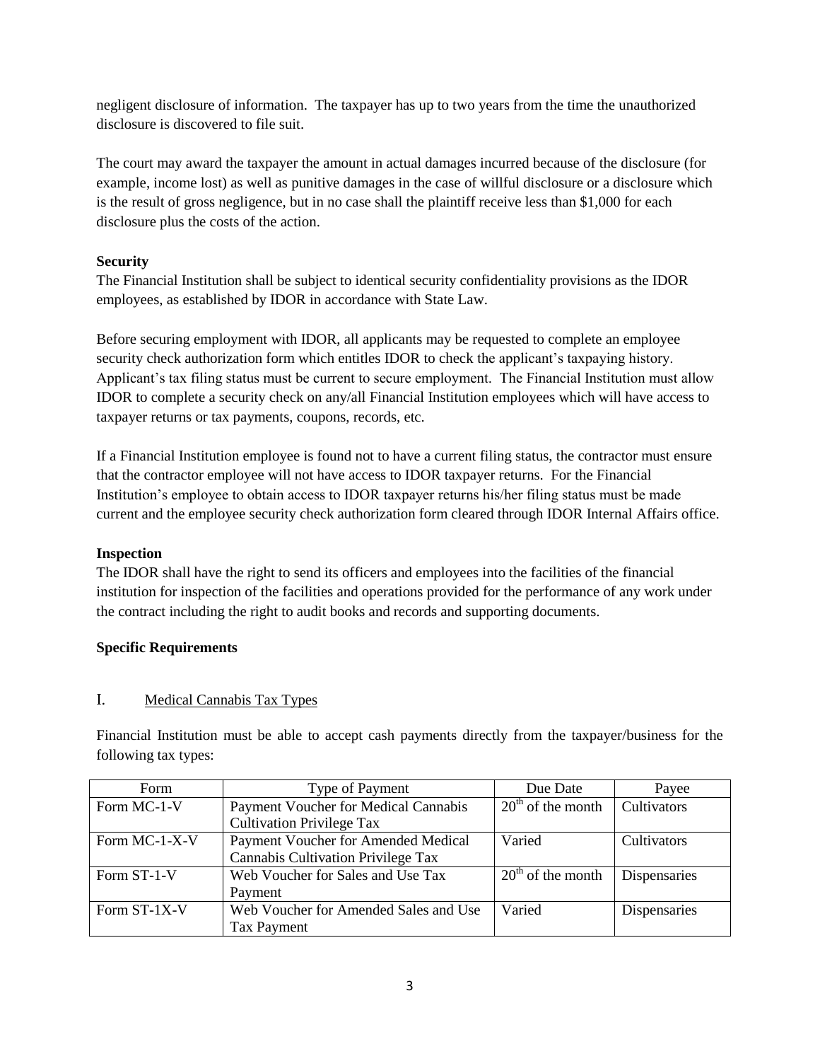negligent disclosure of information. The taxpayer has up to two years from the time the unauthorized disclosure is discovered to file suit.

The court may award the taxpayer the amount in actual damages incurred because of the disclosure (for example, income lost) as well as punitive damages in the case of willful disclosure or a disclosure which is the result of gross negligence, but in no case shall the plaintiff receive less than $1,000 for each disclosure plus the costs of the action.

**Security**

The Financial Institution shall be subject to identical security confidentiality provisions as the IDOR employees, as established by IDOR in accordance with State Law.

Before securing employment with IDOR, all applicants may be requested to complete an employee security check authorization form which entitles IDOR to check the applicant's taxpaying history. Applicant's tax filing status must be current to secure employment. The Financial Institution must allow IDOR to complete a security check on any/all Financial Institution employees which will have access to taxpayer returns or tax payments, coupons, records, etc.

If a Financial Institution employee is found not to have a current filing status, the contractor must ensure that the contractor employee will not have access to IDOR taxpayer returns. For the Financial Institution's employee to obtain access to IDOR taxpayer returns his/her filing status must be made current and the employee security check authorization form cleared through IDOR Internal Affairs office.

**Inspection**

The IDOR shall have the right to send its officers and employees into the facilities of the financial institution for inspection of the facilities and operations provided for the performance of any work under the contract including the right to audit books and records and supporting documents.

**Specific Requirements**

I. Medical Cannabis Tax Types

Financial Institution must be able to accept cash payments directly from the taxpayer/business for the following tax types:

| Form | Type of Payment | Due Date | Payee |
|---|---|---|---|
| Form MC-1-V | Payment Voucher for Medical Cannabis Cultivation Privilege Tax | 20th of the month | Cultivators |
| Form MC-1-X-V | Payment Voucher for Amended Medical Cannabis Cultivation Privilege Tax | Varied | Cultivators |
| Form ST-1-V | Web Voucher for Sales and Use Tax Payment | 20th of the month | Dispensaries |
| Form ST-1X-V | Web Voucher for Amended Sales and Use Tax Payment | Varied | Dispensaries |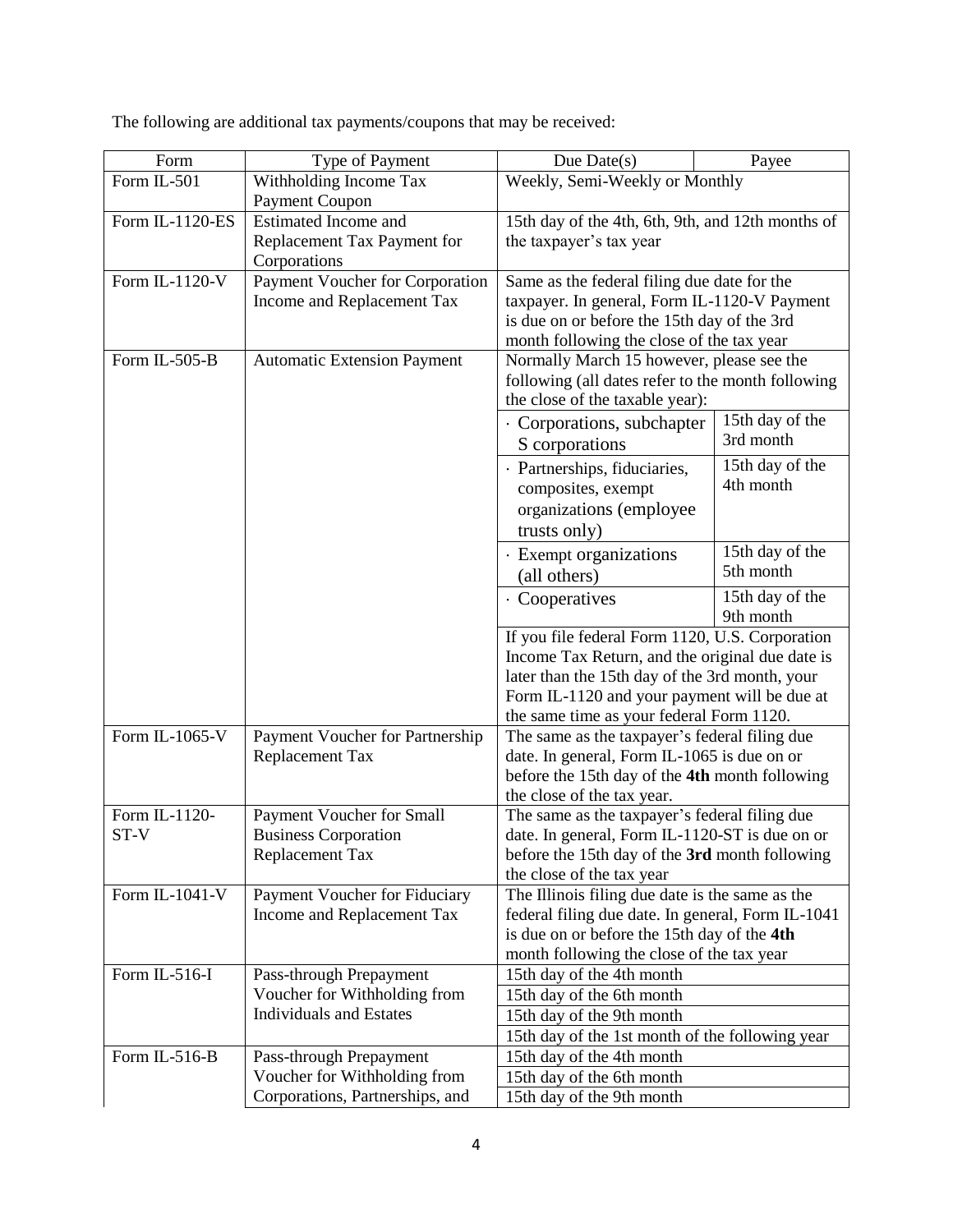The following are additional tax payments/coupons that may be received:

| Form | Type of Payment | Due Date(s) | Payee |
|---|---|---|---|
| Form IL-501 | Withholding Income Tax Payment Coupon | Weekly, Semi-Weekly or Monthly | |
| Form IL-1120-ES | Estimated Income and Replacement Tax Payment for Corporations | 15th day of the 4th, 6th, 9th, and 12th months of the taxpayer's tax year | |
| Form IL-1120-V | Payment Voucher for Corporation Income and Replacement Tax | Same as the federal filing due date for the taxpayer. In general, Form IL-1120-V Payment is due on or before the 15th day of the 3rd month following the close of the tax year | |
| Form IL-505-B | Automatic Extension Payment | Normally March 15 however, please see the following (all dates refer to the month following the close of the taxable year): | |
| | | · Corporations, subchapter S corporations | 15th day of the 3rd month |
| | | · Partnerships, fiduciaries, composites, exempt organizations (employee trusts only) | 15th day of the 4th month |
| | | · Exempt organizations (all others) | 15th day of the 5th month |
| | | · Cooperatives | 15th day of the 9th month |
| | | If you file federal Form 1120, U.S. Corporation Income Tax Return, and the original due date is later than the 15th day of the 3rd month, your Form IL-1120 and your payment will be due at the same time as your federal Form 1120. | |
| Form IL-1065-V | Payment Voucher for Partnership Replacement Tax | The same as the taxpayer's federal filing due date. In general, Form IL-1065 is due on or before the 15th day of the **4th** month following the close of the tax year. | |
| Form IL-1120-ST-V | Payment Voucher for Small Business Corporation Replacement Tax | The same as the taxpayer's federal filing due date. In general, Form IL-1120-ST is due on or before the 15th day of the **3rd** month following the close of the tax year | |
| Form IL-1041-V | Payment Voucher for Fiduciary Income and Replacement Tax | The Illinois filing due date is the same as the federal filing due date. In general, Form IL-1041 is due on or before the 15th day of the **4th** month following the close of the tax year | |
| Form IL-516-I | Pass-through Prepayment Voucher for Withholding from Individuals and Estates | 15th day of the 4th month | |
| | | 15th day of the 6th month | |
| | | 15th day of the 9th month | |
| | | 15th day of the 1st month of the following year | |
| Form IL-516-B | Pass-through Prepayment Voucher for Withholding from Corporations, Partnerships, and | 15th day of the 4th month | |
| | | 15th day of the 6th month | |
| | | 15th day of the 9th month | |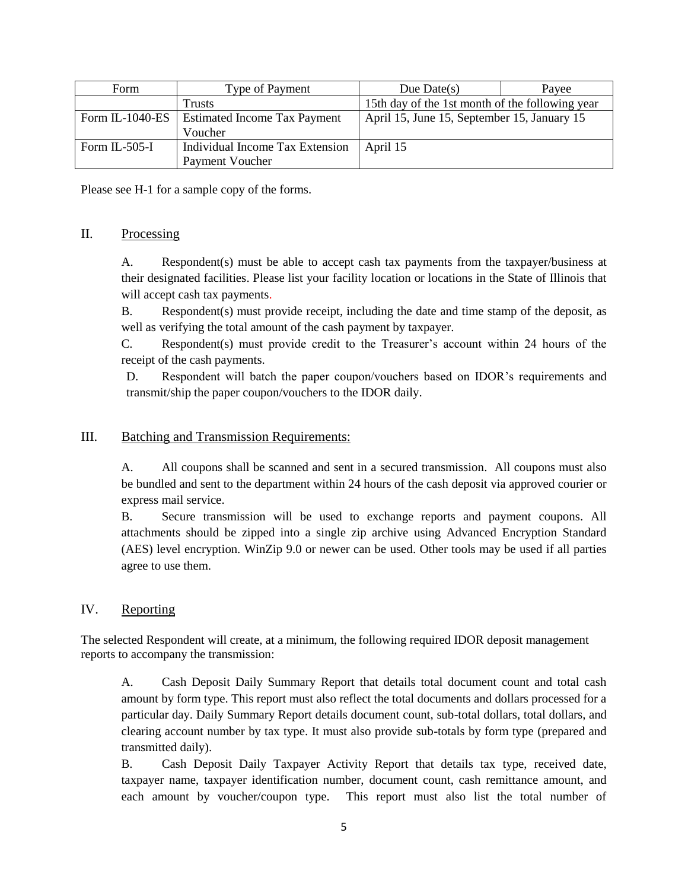| Form | Type of Payment | Due Date(s) | Payee |
|---|---|---|---|
| | Trusts | 15th day of the 1st month of the following year | |
| Form IL-1040-ES | Estimated Income Tax Payment Voucher | April 15, June 15, September 15, January 15 | |
| Form IL-505-I | Individual Income Tax Extension Payment Voucher | April 15 | |

Please see H-1 for a sample copy of the forms.

## II. Processing

A. Respondent(s) must be able to accept cash tax payments from the taxpayer/business at their designated facilities. Please list your facility location or locations in the State of Illinois that will accept cash tax payments.

B. Respondent(s) must provide receipt, including the date and time stamp of the deposit, as well as verifying the total amount of the cash payment by taxpayer.

C. Respondent(s) must provide credit to the Treasurer's account within 24 hours of the receipt of the cash payments.

D. Respondent will batch the paper coupon/vouchers based on IDOR's requirements and transmit/ship the paper coupon/vouchers to the IDOR daily.

## III. Batching and Transmission Requirements:

A. All coupons shall be scanned and sent in a secured transmission. All coupons must also be bundled and sent to the department within 24 hours of the cash deposit via approved courier or express mail service.

B. Secure transmission will be used to exchange reports and payment coupons. All attachments should be zipped into a single zip archive using Advanced Encryption Standard (AES) level encryption. WinZip 9.0 or newer can be used. Other tools may be used if all parties agree to use them.

## IV. Reporting

The selected Respondent will create, at a minimum, the following required IDOR deposit management reports to accompany the transmission:

A. Cash Deposit Daily Summary Report that details total document count and total cash amount by form type. This report must also reflect the total documents and dollars processed for a particular day. Daily Summary Report details document count, sub-total dollars, total dollars, and clearing account number by tax type. It must also provide sub-totals by form type (prepared and transmitted daily).

B. Cash Deposit Daily Taxpayer Activity Report that details tax type, received date, taxpayer name, taxpayer identification number, document count, cash remittance amount, and each amount by voucher/coupon type. This report must also list the total number of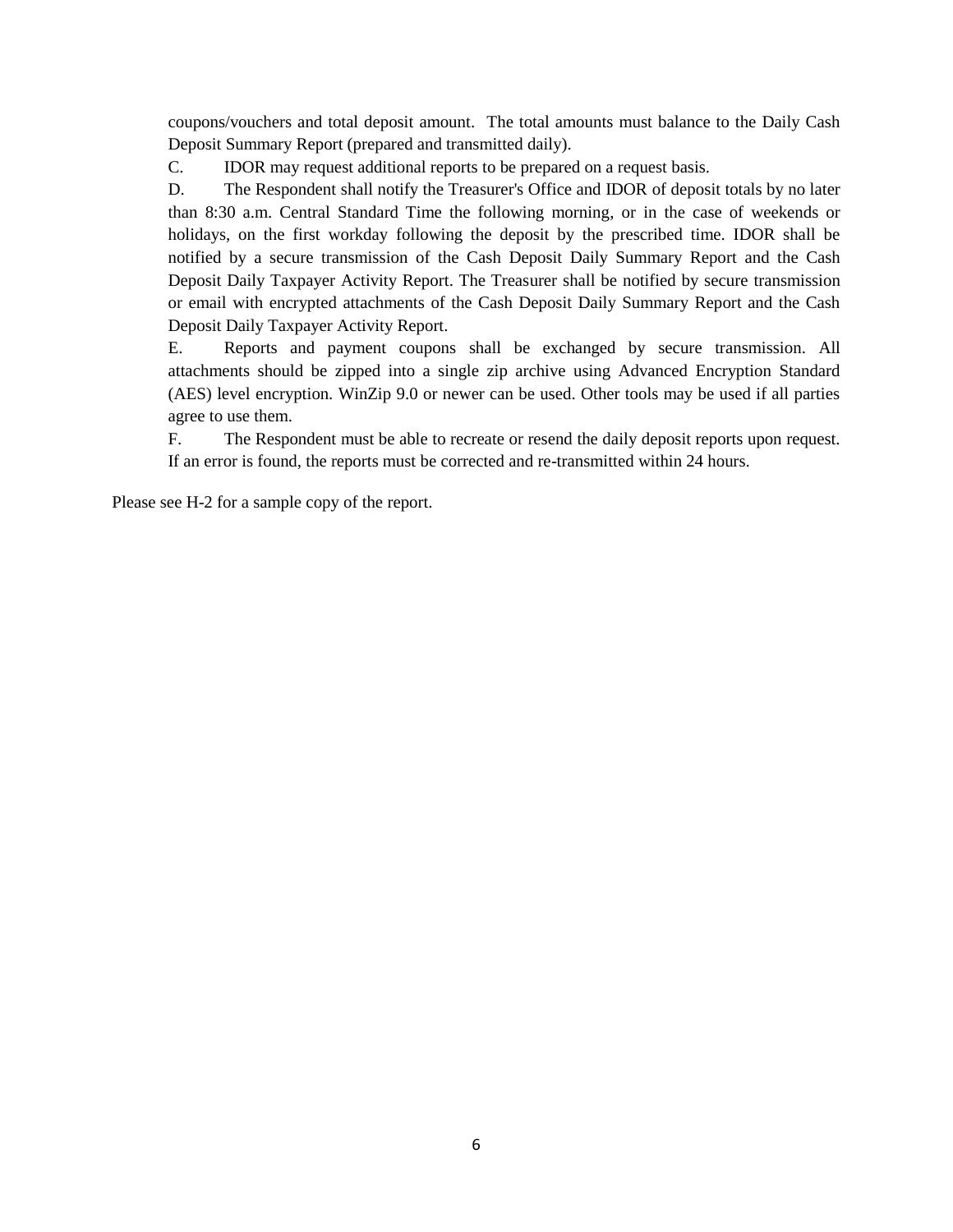coupons/vouchers and total deposit amount. The total amounts must balance to the Daily Cash Deposit Summary Report (prepared and transmitted daily).

C. IDOR may request additional reports to be prepared on a request basis.

D. The Respondent shall notify the Treasurer's Office and IDOR of deposit totals by no later than 8:30 a.m. Central Standard Time the following morning, or in the case of weekends or holidays, on the first workday following the deposit by the prescribed time. IDOR shall be notified by a secure transmission of the Cash Deposit Daily Summary Report and the Cash Deposit Daily Taxpayer Activity Report. The Treasurer shall be notified by secure transmission or email with encrypted attachments of the Cash Deposit Daily Summary Report and the Cash Deposit Daily Taxpayer Activity Report.

E. Reports and payment coupons shall be exchanged by secure transmission. All attachments should be zipped into a single zip archive using Advanced Encryption Standard (AES) level encryption. WinZip 9.0 or newer can be used. Other tools may be used if all parties agree to use them.

F. The Respondent must be able to recreate or resend the daily deposit reports upon request. If an error is found, the reports must be corrected and re-transmitted within 24 hours.

Please see H-2 for a sample copy of the report.